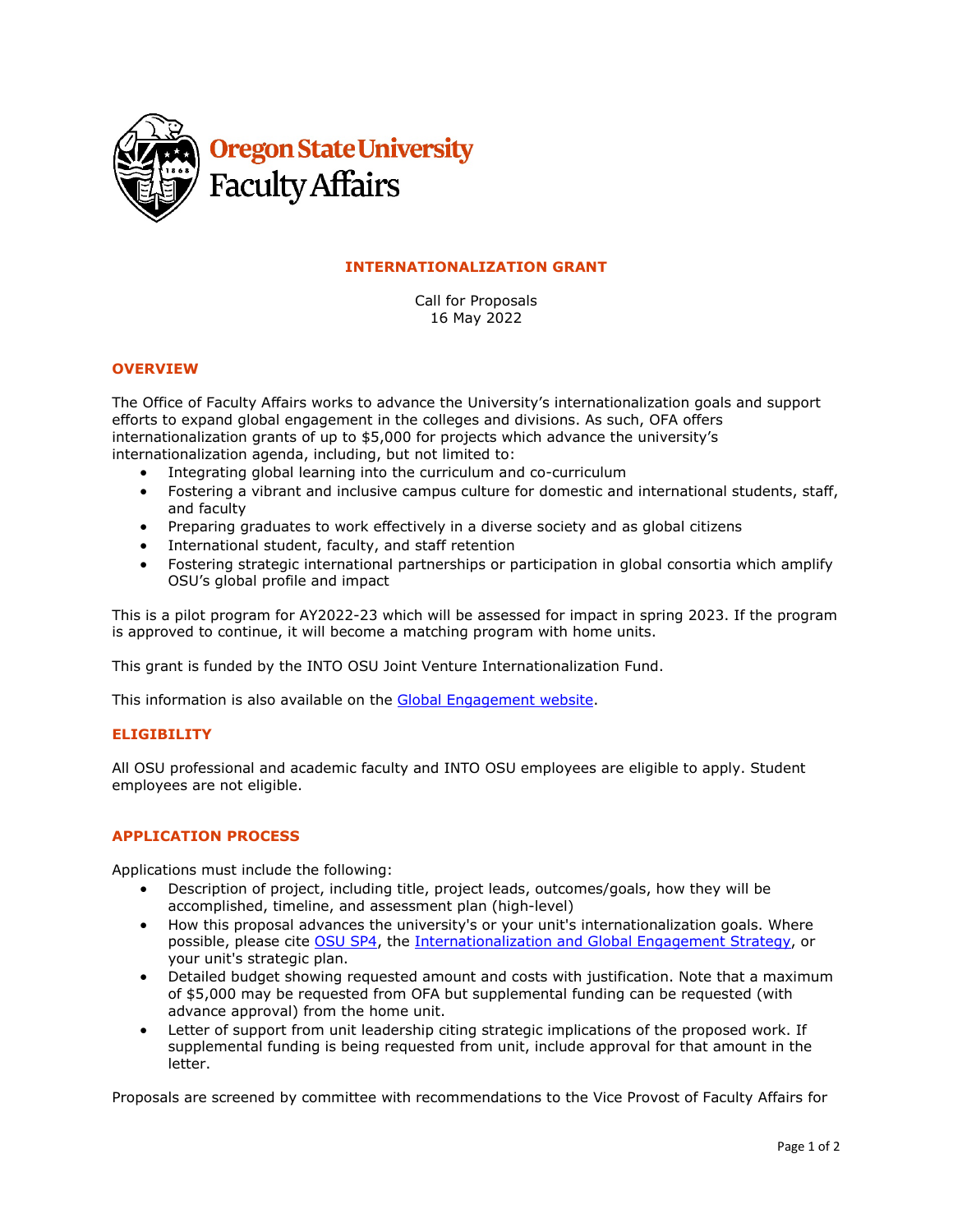Oregon State University
Faculty Affairs

# INTERNATIONALIZATION GRANT

Call for Proposals
16 May 2022

## OVERVIEW

The Office of Faculty Affairs works to advance the University's internationalization goals and support efforts to expand global engagement in the colleges and divisions. As such, OFA offers internationalization grants of up to $5,000 for projects which advance the university's internationalization agenda, including, but not limited to:

- Integrating global learning into the curriculum and co-curriculum
- Fostering a vibrant and inclusive campus culture for domestic and international students, staff, and faculty
- Preparing graduates to work effectively in a diverse society and as global citizens
- International student, faculty, and staff retention
- Fostering strategic international partnerships or participation in global consortia which amplify OSU's global profile and impact

This is a pilot program for AY2022-23 which will be assessed for impact in spring 2023. If the program is approved to continue, it will become a matching program with home units.

This grant is funded by the INTO OSU Joint Venture Internationalization Fund.

This information is also available on the Global Engagement website.

## ELIGIBILITY

All OSU professional and academic faculty and INTO OSU employees are eligible to apply. Student employees are not eligible.

## APPLICATION PROCESS

Applications must include the following:

- Description of project, including title, project leads, outcomes/goals, how they will be accomplished, timeline, and assessment plan (high-level)
- How this proposal advances the university's or your unit's internationalization goals. Where possible, please cite OSU SP4, the Internationalization and Global Engagement Strategy, or your unit's strategic plan.
- Detailed budget showing requested amount and costs with justification. Note that a maximum of $5,000 may be requested from OFA but supplemental funding can be requested (with advance approval) from the home unit.
- Letter of support from unit leadership citing strategic implications of the proposed work. If supplemental funding is being requested from unit, include approval for that amount in the letter.

Proposals are screened by committee with recommendations to the Vice Provost of Faculty Affairs for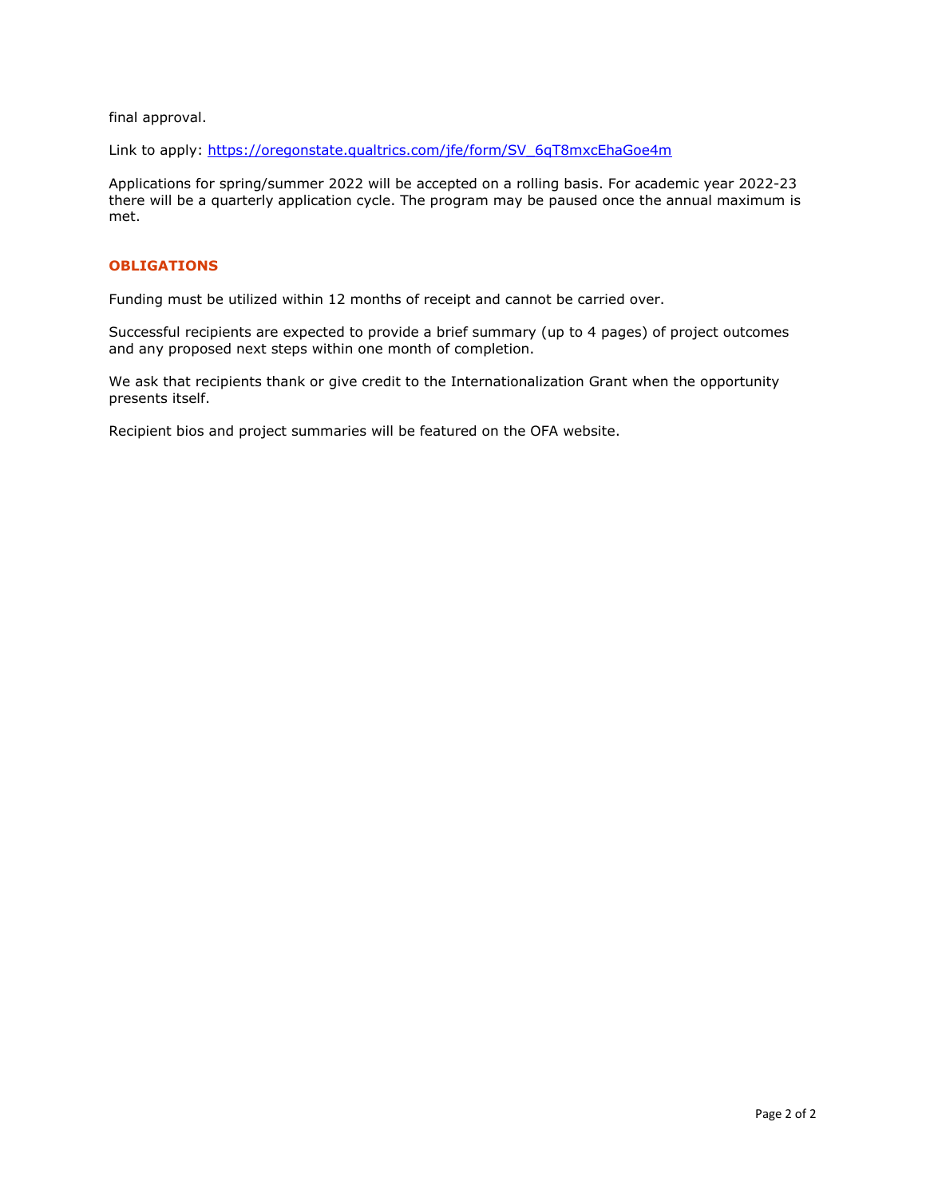final approval.

Link to apply: https://oregonstate.qualtrics.com/jfe/form/SV_6qT8mxcEhaGoe4m

Applications for spring/summer 2022 will be accepted on a rolling basis. For academic year 2022-23 there will be a quarterly application cycle. The program may be paused once the annual maximum is met.

## OBLIGATIONS

Funding must be utilized within 12 months of receipt and cannot be carried over.

Successful recipients are expected to provide a brief summary (up to 4 pages) of project outcomes and any proposed next steps within one month of completion.

We ask that recipients thank or give credit to the Internationalization Grant when the opportunity presents itself.

Recipient bios and project summaries will be featured on the OFA website.